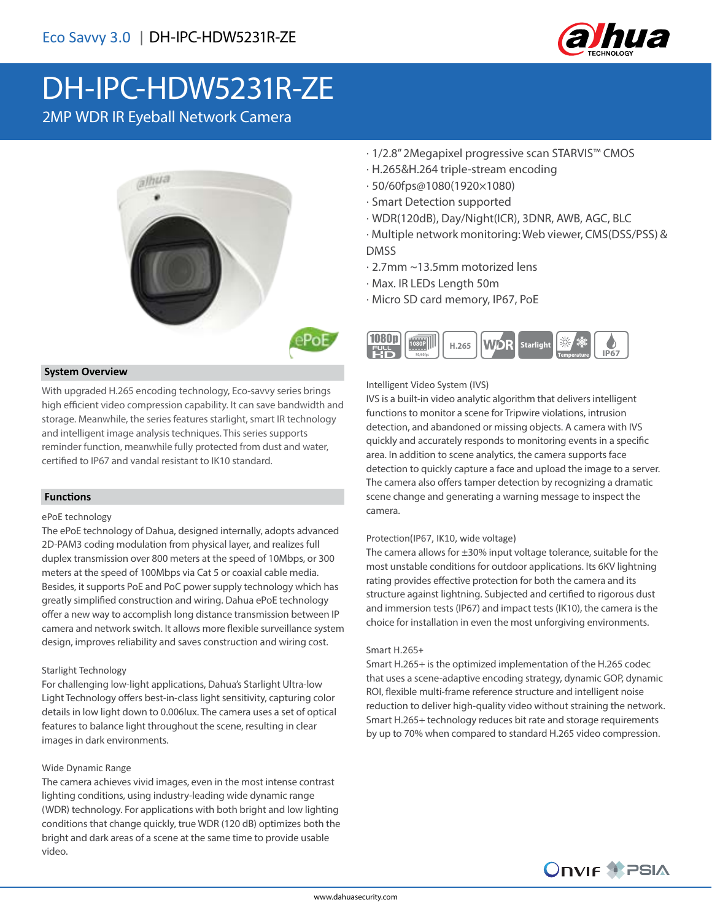Eco Savvy 3.0 | DH-IPC-HDW5231R-ZE

# DH-IPC-HDW5231R-ZE

2MP WDR IR Eyeball Network Camera

- 1/2.8" 2Megapixel progressive scan STARVIS™ CMOS
- H.265&H.264 triple-stream encoding
- 50/60fps@1080(1920×1080)
- Smart Detection supported
- WDR(120dB), Day/Night(ICR), 3DNR, AWB, AGC, BLC
- Multiple network monitoring: Web viewer, CMS(DSS/PSS) & DMSS
- 2.7mm ~13.5mm motorized lens
- Max. IR LEDs Length 50m
- Micro SD card memory, IP67, PoE

## System Overview

With upgraded H.265 encoding technology, Eco-savvy series brings high efficient video compression capability. It can save bandwidth and storage. Meanwhile, the series features starlight, smart IR technology and intelligent image analysis techniques. This series supports reminder function, meanwhile fully protected from dust and water, certified to IP67 and vandal resistant to IK10 standard.

## Functions

### ePoE technology

The ePoE technology of Dahua, designed internally, adopts advanced 2D-PAM3 coding modulation from physical layer, and realizes full duplex transmission over 800 meters at the speed of 10Mbps, or 300 meters at the speed of 100Mbps via Cat 5 or coaxial cable media. Besides, it supports PoE and PoC power supply technology which has greatly simplified construction and wiring. Dahua ePoE technology offer a new way to accomplish long distance transmission between IP camera and network switch. It allows more flexible surveillance system design, improves reliability and saves construction and wiring cost.

### Starlight Technology

For challenging low-light applications, Dahua's Starlight Ultra-low Light Technology offers best-in-class light sensitivity, capturing color details in low light down to 0.006lux. The camera uses a set of optical features to balance light throughout the scene, resulting in clear images in dark environments.

### Wide Dynamic Range

The camera achieves vivid images, even in the most intense contrast lighting conditions, using industry-leading wide dynamic range (WDR) technology. For applications with both bright and low lighting conditions that change quickly, true WDR (120 dB) optimizes both the bright and dark areas of a scene at the same time to provide usable video.

### Intelligent Video System (IVS)

IVS is a built-in video analytic algorithm that delivers intelligent functions to monitor a scene for Tripwire violations, intrusion detection, and abandoned or missing objects. A camera with IVS quickly and accurately responds to monitoring events in a specific area. In addition to scene analytics, the camera supports face detection to quickly capture a face and upload the image to a server. The camera also offers tamper detection by recognizing a dramatic scene change and generating a warning message to inspect the camera.

### Protection(IP67, IK10, wide voltage)

The camera allows for ±30% input voltage tolerance, suitable for the most unstable conditions for outdoor applications. Its 6KV lightning rating provides effective protection for both the camera and its structure against lightning. Subjected and certified to rigorous dust and immersion tests (IP67) and impact tests (IK10), the camera is the choice for installation in even the most unforgiving environments.

### Smart H.265+

Smart H.265+ is the optimized implementation of the H.265 codec that uses a scene-adaptive encoding strategy, dynamic GOP, dynamic ROI, flexible multi-frame reference structure and intelligent noise reduction to deliver high-quality video without straining the network. Smart H.265+ technology reduces bit rate and storage requirements by up to 70% when compared to standard H.265 video compression.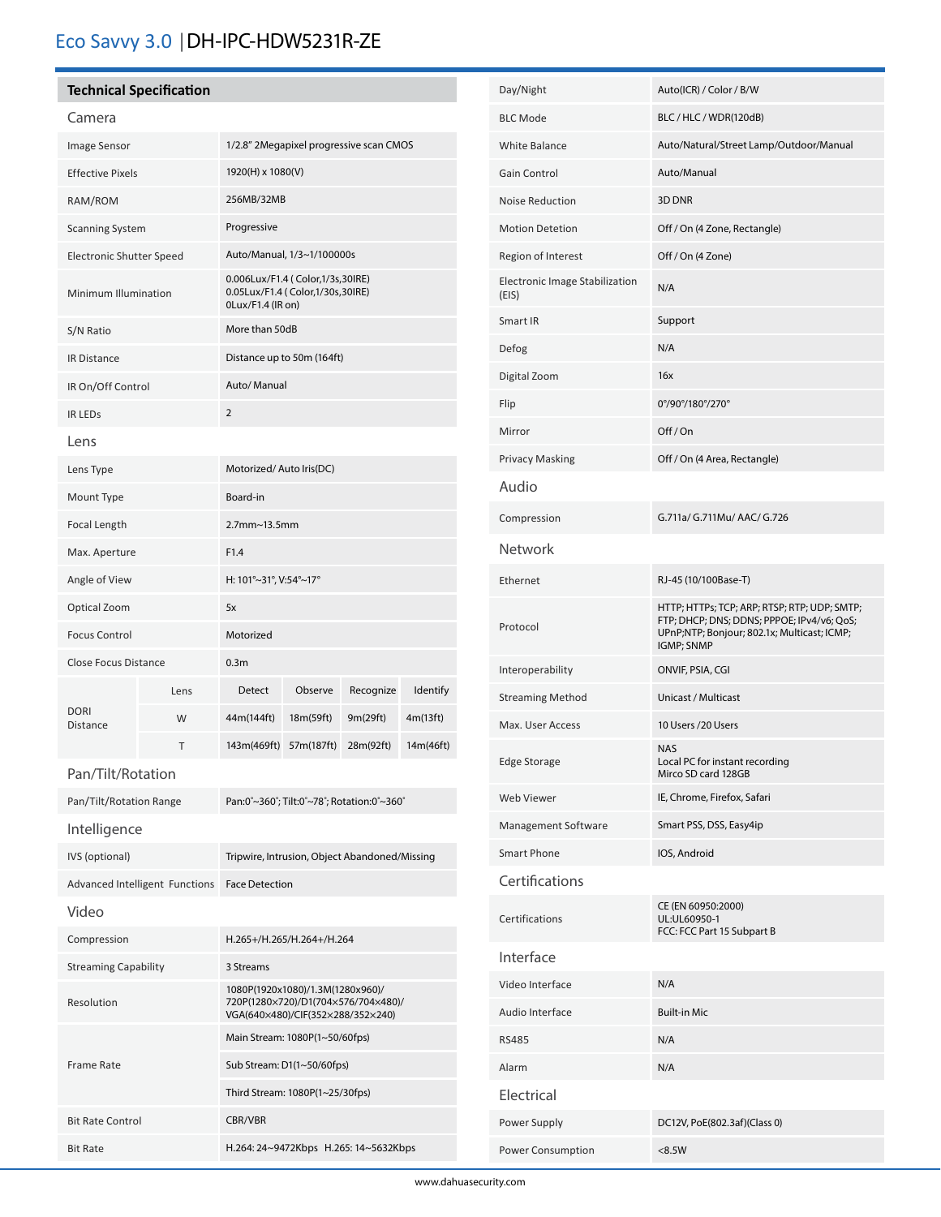# Eco Savvy 3.0 | DH-IPC-HDW5231R-ZE

## Technical Specification

### Camera

| | |
|---|---|
| Image Sensor | 1/2.8" 2Megapixel progressive scan CMOS |
| Effective Pixels | 1920(H) x 1080(V) |
| RAM/ROM | 256MB/32MB |
| Scanning System | Progressive |
| Electronic Shutter Speed | Auto/Manual, 1/3~1/100000s |
| Minimum Illumination | 0.006Lux/F1.4 ( Color,1/3s,30IRE)<br>0.05Lux/F1.4 ( Color,1/30s,30IRE)<br>0Lux/F1.4 (IR on) |
| S/N Ratio | More than 50dB |
| IR Distance | Distance up to 50m (164ft) |
| IR On/Off Control | Auto/ Manual |
| IR LEDs | 2 |

### Lens

| | |
|---|---|
| Lens Type | Motorized/ Auto Iris(DC) |
| Mount Type | Board-in |
| Focal Length | 2.7mm~13.5mm |
| Max. Aperture | F1.4 |
| Angle of View | H: 101°~31°, V:54°~17° |
| Optical Zoom | 5x |
| Focus Control | Motorized |
| Close Focus Distance | 0.3m |

| DORI Distance | Lens | Detect | Observe | Recognize | Identify |
|---|---|---|---|---|---|
| | W | 44m(144ft) | 18m(59ft) | 9m(29ft) | 4m(13ft) |
| | T | 143m(469ft) | 57m(187ft) | 28m(92ft) | 14m(46ft) |

### Pan/Tilt/Rotation

| | |
|---|---|
| Pan/Tilt/Rotation Range | Pan:0°~360°; Tilt:0°~78°; Rotation:0°~360° |

### Intelligence

| | |
|---|---|
| IVS (optional) | Tripwire, Intrusion, Object Abandoned/Missing |
| Advanced Intelligent Functions | Face Detection |

### Video

| | |
|---|---|
| Compression | H.265+/H.265/H.264+/H.264 |
| Streaming Capability | 3 Streams |
| Resolution | 1080P(1920x1080)/1.3M(1280x960)/ 720P(1280×720)/D1(704×576/704×480)/ VGA(640×480)/CIF(352×288/352×240) |
| Frame Rate | Main Stream: 1080P(1~50/60fps)<br>Sub Stream: D1(1~50/60fps)<br>Third Stream: 1080P(1~25/30fps) |
| Bit Rate Control | CBR/VBR |
| Bit Rate | H.264: 24~9472Kbps H.265: 14~5632Kbps |
| Day/Night | Auto(ICR) / Color / B/W |
| BLC Mode | BLC / HLC / WDR(120dB) |
| White Balance | Auto/Natural/Street Lamp/Outdoor/Manual |
| Gain Control | Auto/Manual |
| Noise Reduction | 3D DNR |
| Motion Detetion | Off / On (4 Zone, Rectangle) |
| Region of Interest | Off / On (4 Zone) |
| Electronic Image Stabilization (EIS) | N/A |
| Smart IR | Support |
| Defog | N/A |
| Digital Zoom | 16x |
| Flip | 0°/90°/180°/270° |
| Mirror | Off / On |
| Privacy Masking | Off / On (4 Area, Rectangle) |

### Audio

| | |
|---|---|
| Compression | G.711a/ G.711Mu/ AAC/ G.726 |

### Network

| | |
|---|---|
| Ethernet | RJ-45 (10/100Base-T) |
| Protocol | HTTP; HTTPs; TCP; ARP; RTSP; RTP; UDP; SMTP; FTP; DHCP; DNS; DDNS; PPPOE; IPv4/v6; QoS; UPnP;NTP; Bonjour; 802.1x; Multicast; ICMP; IGMP; SNMP |
| Interoperability | ONVIF, PSIA, CGI |
| Streaming Method | Unicast / Multicast |
| Max. User Access | 10 Users /20 Users |
| Edge Storage | NAS<br>Local PC for instant recording<br>Mirco SD card 128GB |
| Web Viewer | IE, Chrome, Firefox, Safari |
| Management Software | Smart PSS, DSS, Easy4ip |
| Smart Phone | IOS, Android |

### Certifications

| | |
|---|---|
| Certifications | CE (EN 60950:2000)<br>UL:UL60950-1<br>FCC: FCC Part 15 Subpart B |

### Interface

| | |
|---|---|
| Video Interface | N/A |
| Audio Interface | Built-in Mic |
| RS485 | N/A |
| Alarm | N/A |

### Electrical

| | |
|---|---|
| Power Supply | DC12V, PoE(802.3af)(Class 0) |
| Power Consumption | <8.5W |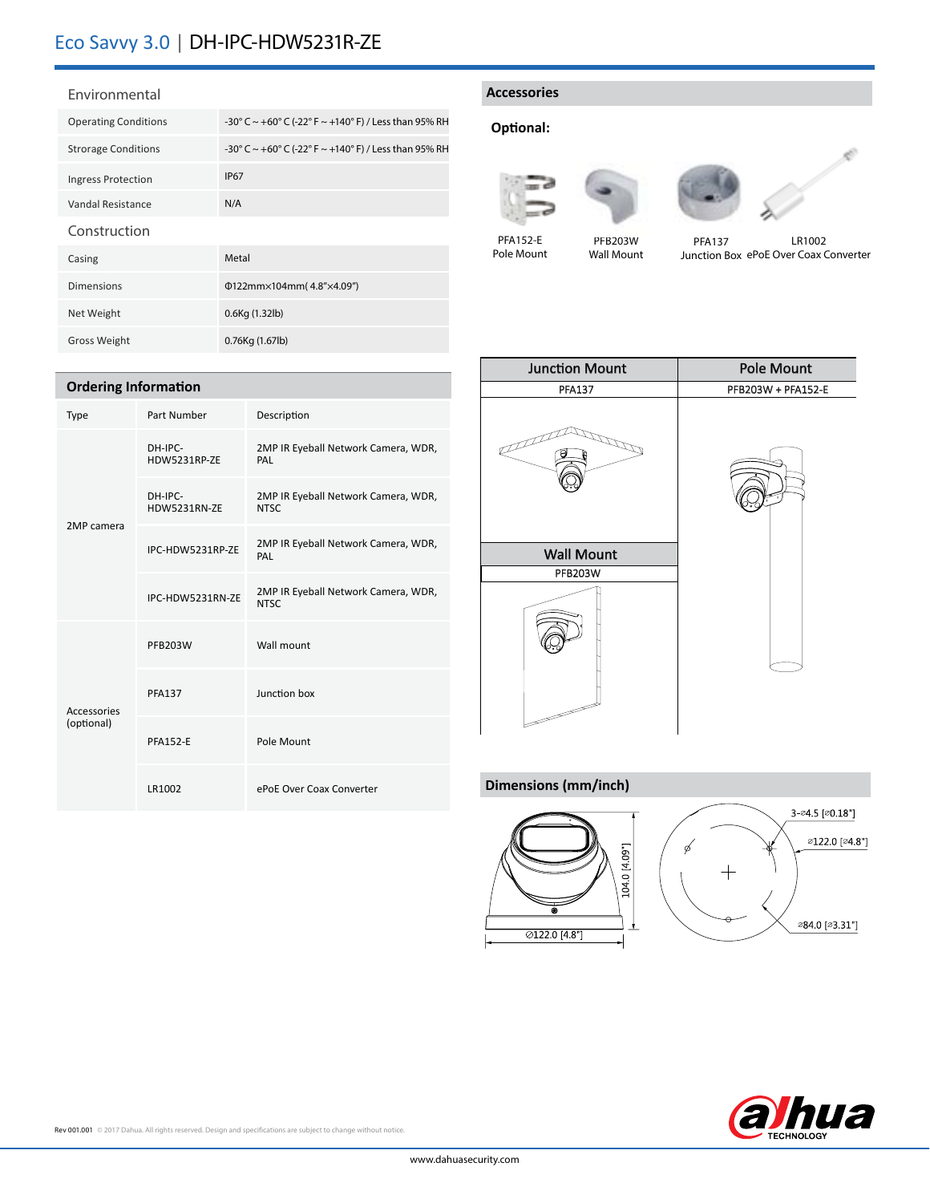# Eco Savvy 3.0 | DH-IPC-HDW5231R-ZE

## Environmental

| | |
|---|---|
| Operating Conditions | -30° C ~ +60° C (-22° F ~ +140° F) / Less than 95% RH |
| Strorage Conditions | -30° C ~ +60° C (-22° F ~ +140° F) / Less than 95% RH |
| Ingress Protection | IP67 |
| Vandal Resistance | N/A |

## Construction

| | |
|---|---|
| Casing | Metal |
| Dimensions | Φ122mm×104mm( 4.8"×4.09") |
| Net Weight | 0.6Kg (1.32lb) |
| Gross Weight | 0.76Kg (1.67lb) |

## Ordering Information

| Type | Part Number | Description |
|---|---|---|
| 2MP camera | DH-IPC-HDW5231RP-ZE | 2MP IR Eyeball Network Camera, WDR, PAL |
| | DH-IPC-HDW5231RN-ZE | 2MP IR Eyeball Network Camera, WDR, NTSC |
| | IPC-HDW5231RP-ZE | 2MP IR Eyeball Network Camera, WDR, PAL |
| | IPC-HDW5231RN-ZE | 2MP IR Eyeball Network Camera, WDR, NTSC |
| Accessories (optional) | PFB203W | Wall mount |
| | PFA137 | Junction box |
| | PFA152-E | Pole Mount |
| | LR1002 | ePoE Over Coax Converter |

## Accessories

**Optional:**

PFA152-E Pole Mount

PFB203W Wall Mount

PFA137 Junction Box

LR1002 ePoE Over Coax Converter

| Junction Mount | Pole Mount |
|---|---|
| PFA137 | PFB203W + PFA152-E |

| Wall Mount |
|---|
| PFB203W |

## Dimensions (mm/inch)

104.0 [4.09"]

⌀122.0 [4.8"]

3-⌀4.5 [⌀0.18"]

⌀122.0 [⌀4.8"]

⌀84.0 [⌀3.31"]

Rev 001.001 © 2017 Dahua. All rights reserved. Design and specifications are subject to change without notice.

www.dahuasecurity.com